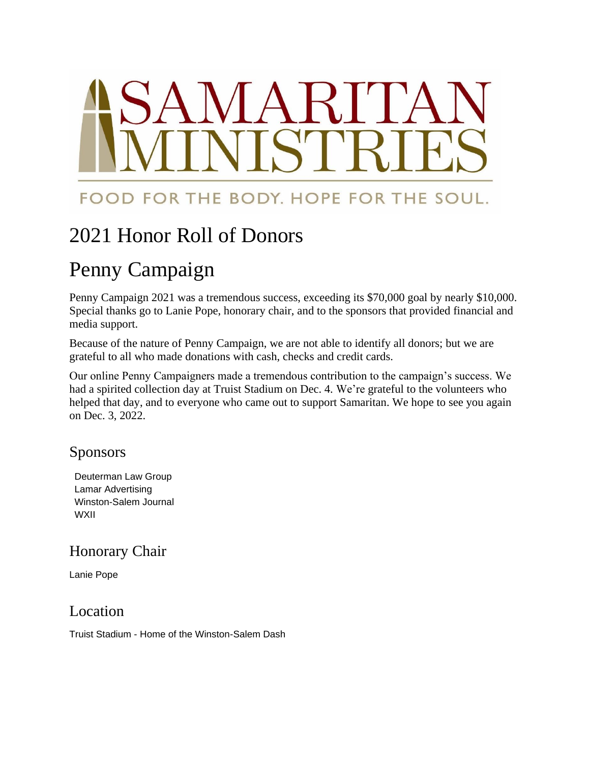# SAMARITAN MINISTRIES

FOOD FOR THE BODY. HOPE FOR THE SOUL.

# 2021 Honor Roll of Donors

# Penny Campaign

Penny Campaign 2021 was a tremendous success, exceeding its $70,000 goal by nearly $10,000. Special thanks go to Lanie Pope, honorary chair, and to the sponsors that provided financial and media support.

Because of the nature of Penny Campaign, we are not able to identify all donors; but we are grateful to all who made donations with cash, checks and credit cards.

Our online Penny Campaigners made a tremendous contribution to the campaign's success. We had a spirited collection day at Truist Stadium on Dec. 4. We're grateful to the volunteers who helped that day, and to everyone who came out to support Samaritan. We hope to see you again on Dec. 3, 2022.

## Sponsors

Deuterman Law Group
Lamar Advertising
Winston-Salem Journal
WXII

## Honorary Chair

Lanie Pope

## Location

Truist Stadium - Home of the Winston-Salem Dash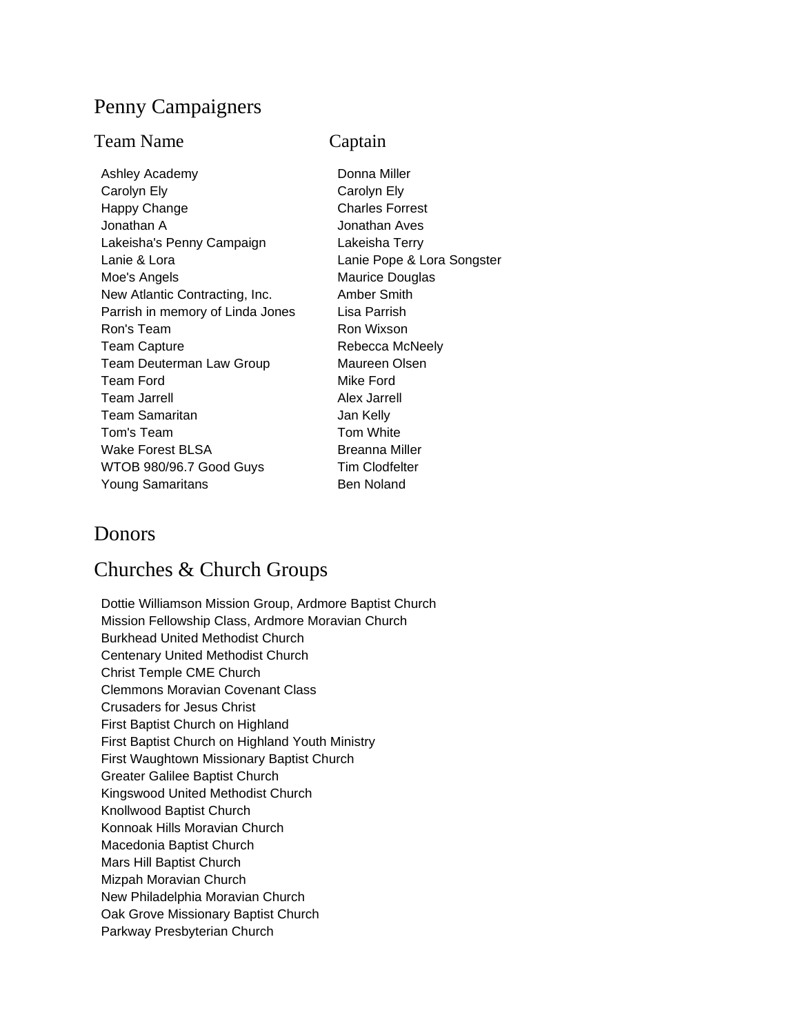## Penny Campaigners

| Team Name | Captain |
| --- | --- |
| Ashley Academy | Donna Miller |
| Carolyn Ely | Carolyn Ely |
| Happy Change | Charles Forrest |
| Jonathan A | Jonathan Aves |
| Lakeisha's Penny Campaign | Lakeisha Terry |
| Lanie & Lora | Lanie Pope & Lora Songster |
| Moe's Angels | Maurice Douglas |
| New Atlantic Contracting, Inc. | Amber Smith |
| Parrish in memory of Linda Jones | Lisa Parrish |
| Ron's Team | Ron Wixson |
| Team Capture | Rebecca McNeely |
| Team Deuterman Law Group | Maureen Olsen |
| Team Ford | Mike Ford |
| Team Jarrell | Alex Jarrell |
| Team Samaritan | Jan Kelly |
| Tom's Team | Tom White |
| Wake Forest BLSA | Breanna Miller |
| WTOB 980/96.7 Good Guys | Tim Clodfelter |
| Young Samaritans | Ben Noland |

## Donors

## Churches & Church Groups

Dottie Williamson Mission Group, Ardmore Baptist Church
Mission Fellowship Class, Ardmore Moravian Church
Burkhead United Methodist Church
Centenary United Methodist Church
Christ Temple CME Church
Clemmons Moravian Covenant Class
Crusaders for Jesus Christ
First Baptist Church on Highland
First Baptist Church on Highland Youth Ministry
First Waughtown Missionary Baptist Church
Greater Galilee Baptist Church
Kingswood United Methodist Church
Knollwood Baptist Church
Konnoak Hills Moravian Church
Macedonia Baptist Church
Mars Hill Baptist Church
Mizpah Moravian Church
New Philadelphia Moravian Church
Oak Grove Missionary Baptist Church
Parkway Presbyterian Church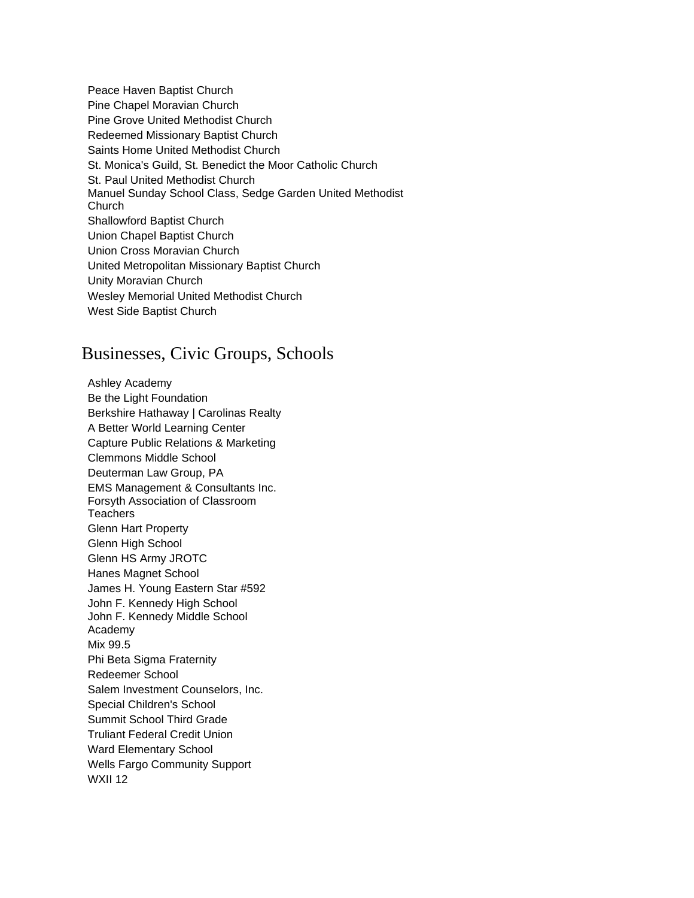Peace Haven Baptist Church
Pine Chapel Moravian Church
Pine Grove United Methodist Church
Redeemed Missionary Baptist Church
Saints Home United Methodist Church
St. Monica's Guild, St. Benedict the Moor Catholic Church
St. Paul United Methodist Church
Manuel Sunday School Class, Sedge Garden United Methodist Church
Shallowford Baptist Church
Union Chapel Baptist Church
Union Cross Moravian Church
United Metropolitan Missionary Baptist Church
Unity Moravian Church
Wesley Memorial United Methodist Church
West Side Baptist Church

## Businesses, Civic Groups, Schools

Ashley Academy
Be the Light Foundation
Berkshire Hathaway | Carolinas Realty
A Better World Learning Center
Capture Public Relations & Marketing
Clemmons Middle School
Deuterman Law Group, PA
EMS Management & Consultants Inc.
Forsyth Association of Classroom Teachers
Glenn Hart Property
Glenn High School
Glenn HS Army JROTC
Hanes Magnet School
James H. Young Eastern Star #592
John F. Kennedy High School
John F. Kennedy Middle School Academy
Mix 99.5
Phi Beta Sigma Fraternity
Redeemer School
Salem Investment Counselors, Inc.
Special Children's School
Summit School Third Grade
Truliant Federal Credit Union
Ward Elementary School
Wells Fargo Community Support
WXII 12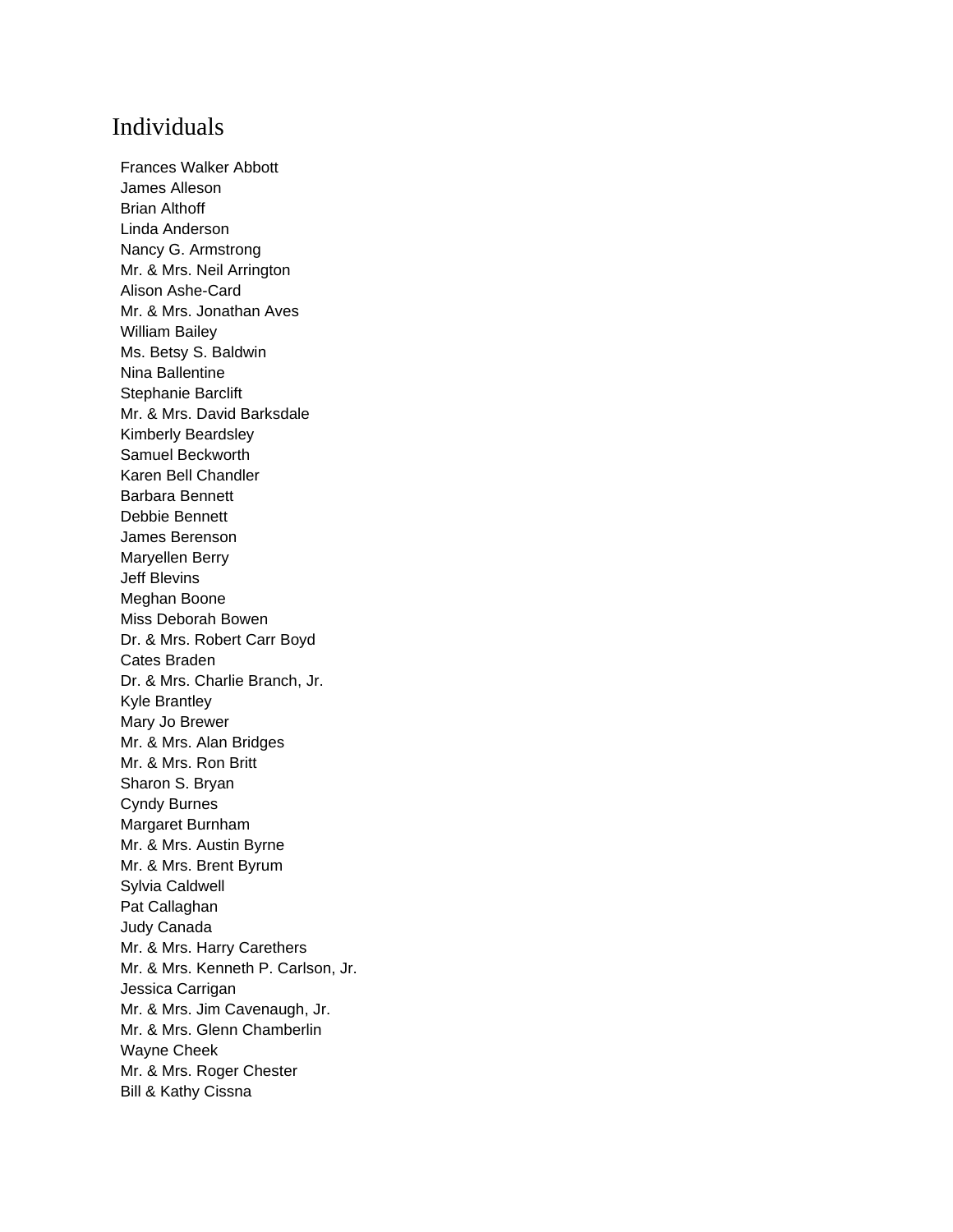## Individuals

Frances Walker Abbott
James Alleson
Brian Althoff
Linda Anderson
Nancy G. Armstrong
Mr. & Mrs. Neil Arrington
Alison Ashe-Card
Mr. & Mrs. Jonathan Aves
William Bailey
Ms. Betsy S. Baldwin
Nina Ballentine
Stephanie Barclift
Mr. & Mrs. David Barksdale
Kimberly Beardsley
Samuel Beckworth
Karen Bell Chandler
Barbara Bennett
Debbie Bennett
James Berenson
Maryellen Berry
Jeff Blevins
Meghan Boone
Miss Deborah Bowen
Dr. & Mrs. Robert Carr Boyd
Cates Braden
Dr. & Mrs. Charlie Branch, Jr.
Kyle Brantley
Mary Jo Brewer
Mr. & Mrs. Alan Bridges
Mr. & Mrs. Ron Britt
Sharon S. Bryan
Cyndy Burnes
Margaret Burnham
Mr. & Mrs. Austin Byrne
Mr. & Mrs. Brent Byrum
Sylvia Caldwell
Pat Callaghan
Judy Canada
Mr. & Mrs. Harry Carethers
Mr. & Mrs. Kenneth P. Carlson, Jr.
Jessica Carrigan
Mr. & Mrs. Jim Cavenaugh, Jr.
Mr. & Mrs. Glenn Chamberlin
Wayne Cheek
Mr. & Mrs. Roger Chester
Bill & Kathy Cissna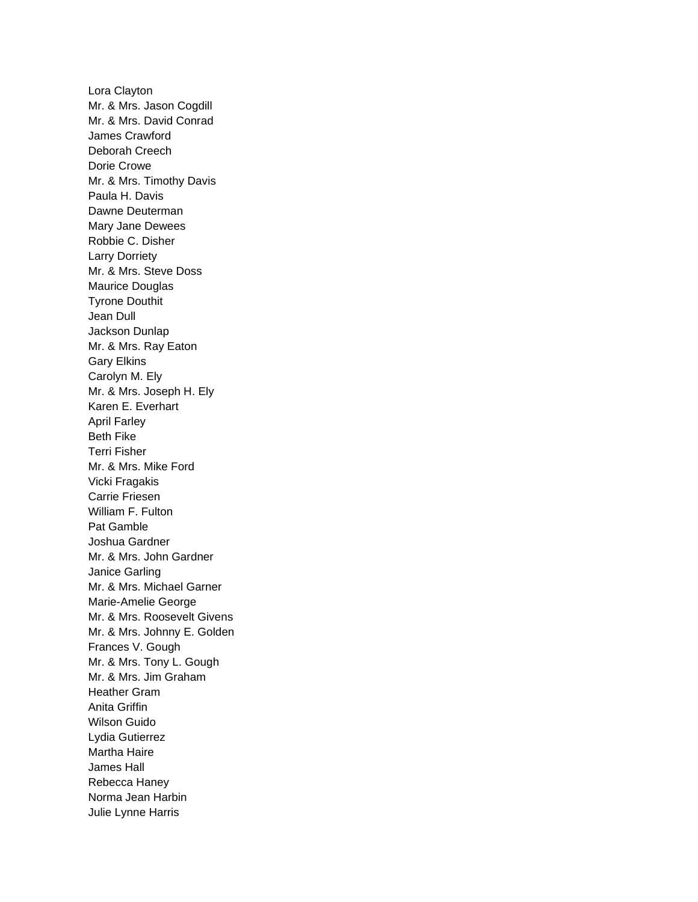Lora Clayton
Mr. & Mrs. Jason Cogdill
Mr. & Mrs. David Conrad
James Crawford
Deborah Creech
Dorie Crowe
Mr. & Mrs. Timothy Davis
Paula H. Davis
Dawne Deuterman
Mary Jane Dewees
Robbie C. Disher
Larry Dorriety
Mr. & Mrs. Steve Doss
Maurice Douglas
Tyrone Douthit
Jean Dull
Jackson Dunlap
Mr. & Mrs. Ray Eaton
Gary Elkins
Carolyn M. Ely
Mr. & Mrs. Joseph H. Ely
Karen E. Everhart
April Farley
Beth Fike
Terri Fisher
Mr. & Mrs. Mike Ford
Vicki Fragakis
Carrie Friesen
William F. Fulton
Pat Gamble
Joshua Gardner
Mr. & Mrs. John Gardner
Janice Garling
Mr. & Mrs. Michael Garner
Marie-Amelie George
Mr. & Mrs. Roosevelt Givens
Mr. & Mrs. Johnny E. Golden
Frances V. Gough
Mr. & Mrs. Tony L. Gough
Mr. & Mrs. Jim Graham
Heather Gram
Anita Griffin
Wilson Guido
Lydia Gutierrez
Martha Haire
James Hall
Rebecca Haney
Norma Jean Harbin
Julie Lynne Harris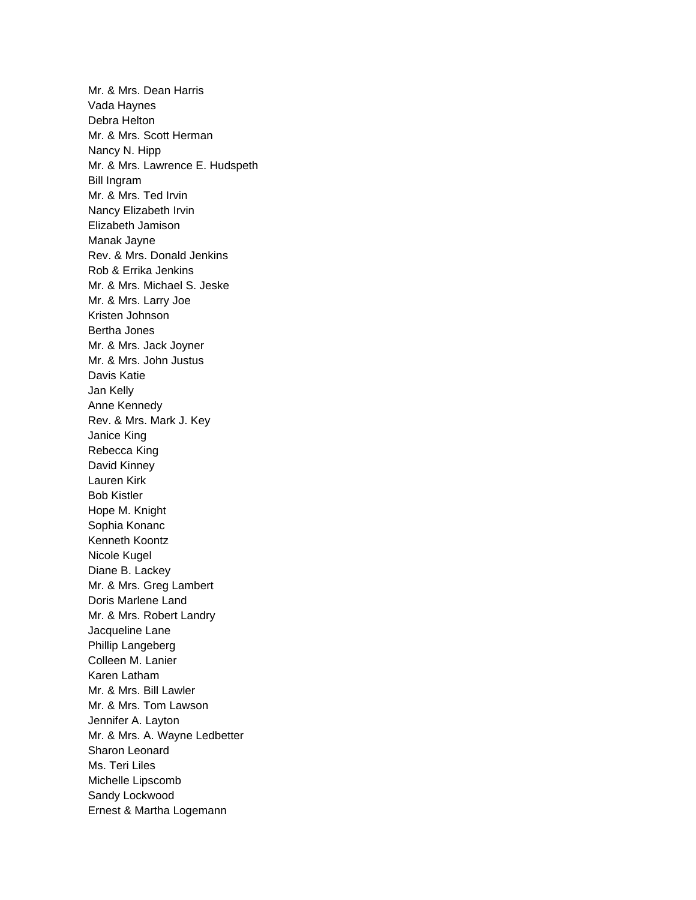Mr. & Mrs. Dean Harris
Vada Haynes
Debra Helton
Mr. & Mrs. Scott Herman
Nancy N. Hipp
Mr. & Mrs. Lawrence E. Hudspeth
Bill Ingram
Mr. & Mrs. Ted Irvin
Nancy Elizabeth Irvin
Elizabeth Jamison
Manak Jayne
Rev. & Mrs. Donald Jenkins
Rob & Errika Jenkins
Mr. & Mrs. Michael S. Jeske
Mr. & Mrs. Larry Joe
Kristen Johnson
Bertha Jones
Mr. & Mrs. Jack Joyner
Mr. & Mrs. John Justus
Davis Katie
Jan Kelly
Anne Kennedy
Rev. & Mrs. Mark J. Key
Janice King
Rebecca King
David Kinney
Lauren Kirk
Bob Kistler
Hope M. Knight
Sophia Konanc
Kenneth Koontz
Nicole Kugel
Diane B. Lackey
Mr. & Mrs. Greg Lambert
Doris Marlene Land
Mr. & Mrs. Robert Landry
Jacqueline Lane
Phillip Langeberg
Colleen M. Lanier
Karen Latham
Mr. & Mrs. Bill Lawler
Mr. & Mrs. Tom Lawson
Jennifer A. Layton
Mr. & Mrs. A. Wayne Ledbetter
Sharon Leonard
Ms. Teri Liles
Michelle Lipscomb
Sandy Lockwood
Ernest & Martha Logemann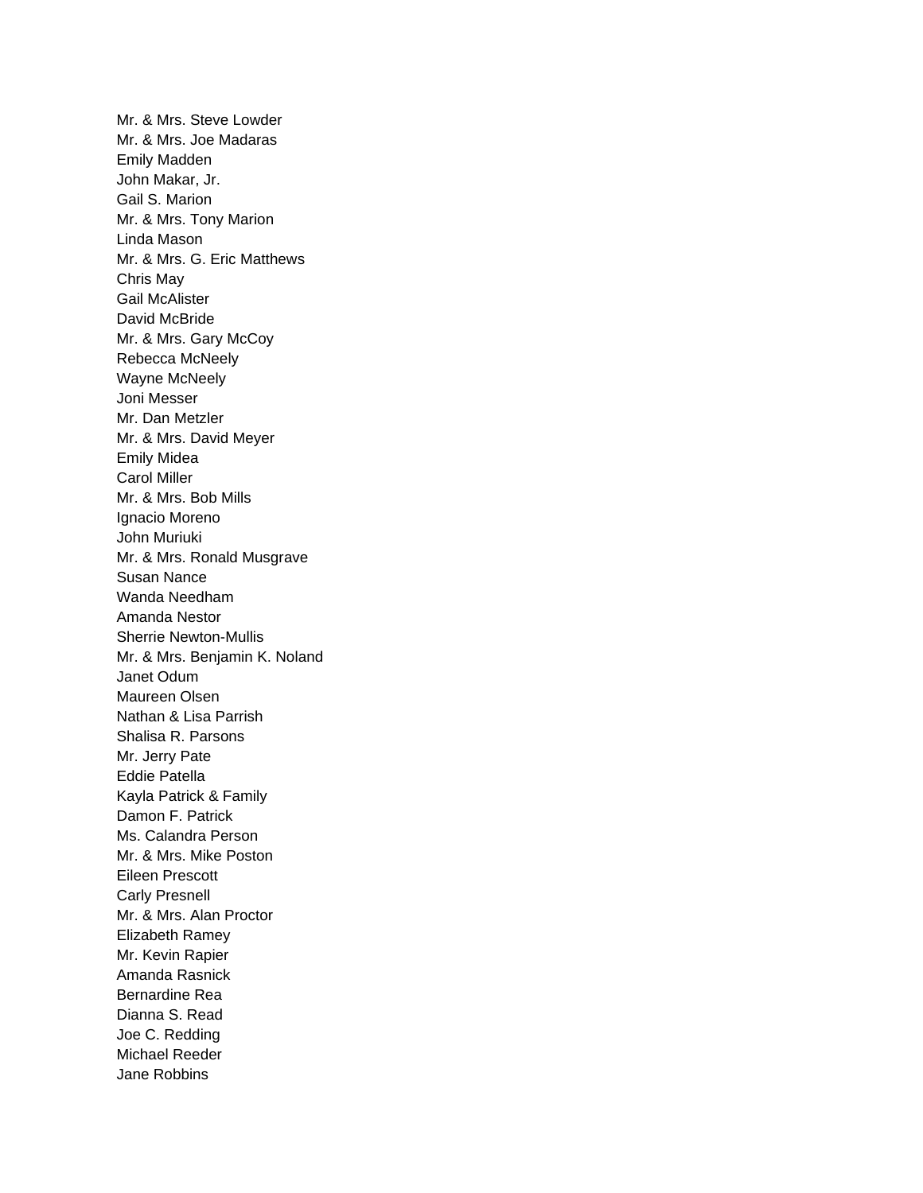Mr. & Mrs. Steve Lowder  
Mr. & Mrs. Joe Madaras  
Emily Madden  
John Makar, Jr.  
Gail S. Marion  
Mr. & Mrs. Tony Marion  
Linda Mason  
Mr. & Mrs. G. Eric Matthews  
Chris May  
Gail McAlister  
David McBride  
Mr. & Mrs. Gary McCoy  
Rebecca McNeely  
Wayne McNeely  
Joni Messer  
Mr. Dan Metzler  
Mr. & Mrs. David Meyer  
Emily Midea  
Carol Miller  
Mr. & Mrs. Bob Mills  
Ignacio Moreno  
John Muriuki  
Mr. & Mrs. Ronald Musgrave  
Susan Nance  
Wanda Needham  
Amanda Nestor  
Sherrie Newton-Mullis  
Mr. & Mrs. Benjamin K. Noland  
Janet Odum  
Maureen Olsen  
Nathan & Lisa Parrish  
Shalisa R. Parsons  
Mr. Jerry Pate  
Eddie Patella  
Kayla Patrick & Family  
Damon F. Patrick  
Ms. Calandra Person  
Mr. & Mrs. Mike Poston  
Eileen Prescott  
Carly Presnell  
Mr. & Mrs. Alan Proctor  
Elizabeth Ramey  
Mr. Kevin Rapier  
Amanda Rasnick  
Bernardine Rea  
Dianna S. Read  
Joe C. Redding  
Michael Reeder  
Jane Robbins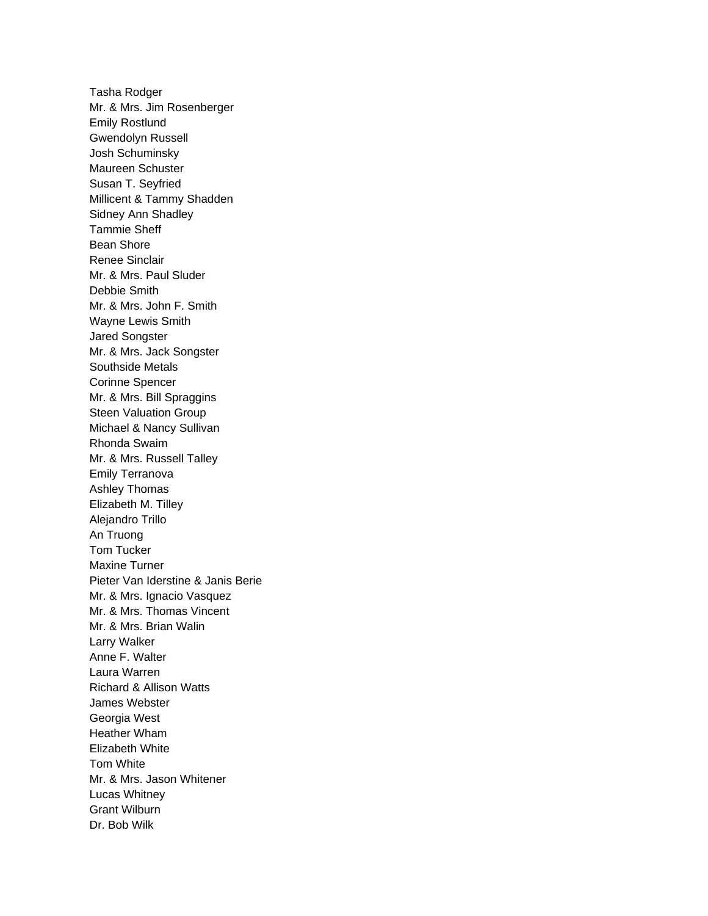Tasha Rodger
Mr. & Mrs. Jim Rosenberger
Emily Rostlund
Gwendolyn Russell
Josh Schuminsky
Maureen Schuster
Susan T. Seyfried
Millicent & Tammy Shadden
Sidney Ann Shadley
Tammie Sheff
Bean Shore
Renee Sinclair
Mr. & Mrs. Paul Sluder
Debbie Smith
Mr. & Mrs. John F. Smith
Wayne Lewis Smith
Jared Songster
Mr. & Mrs. Jack Songster
Southside Metals
Corinne Spencer
Mr. & Mrs. Bill Spraggins
Steen Valuation Group
Michael & Nancy Sullivan
Rhonda Swaim
Mr. & Mrs. Russell Talley
Emily Terranova
Ashley Thomas
Elizabeth M. Tilley
Alejandro Trillo
An Truong
Tom Tucker
Maxine Turner
Pieter Van Iderstine & Janis Berie
Mr. & Mrs. Ignacio Vasquez
Mr. & Mrs. Thomas Vincent
Mr. & Mrs. Brian Walin
Larry Walker
Anne F. Walter
Laura Warren
Richard & Allison Watts
James Webster
Georgia West
Heather Wham
Elizabeth White
Tom White
Mr. & Mrs. Jason Whitener
Lucas Whitney
Grant Wilburn
Dr. Bob Wilk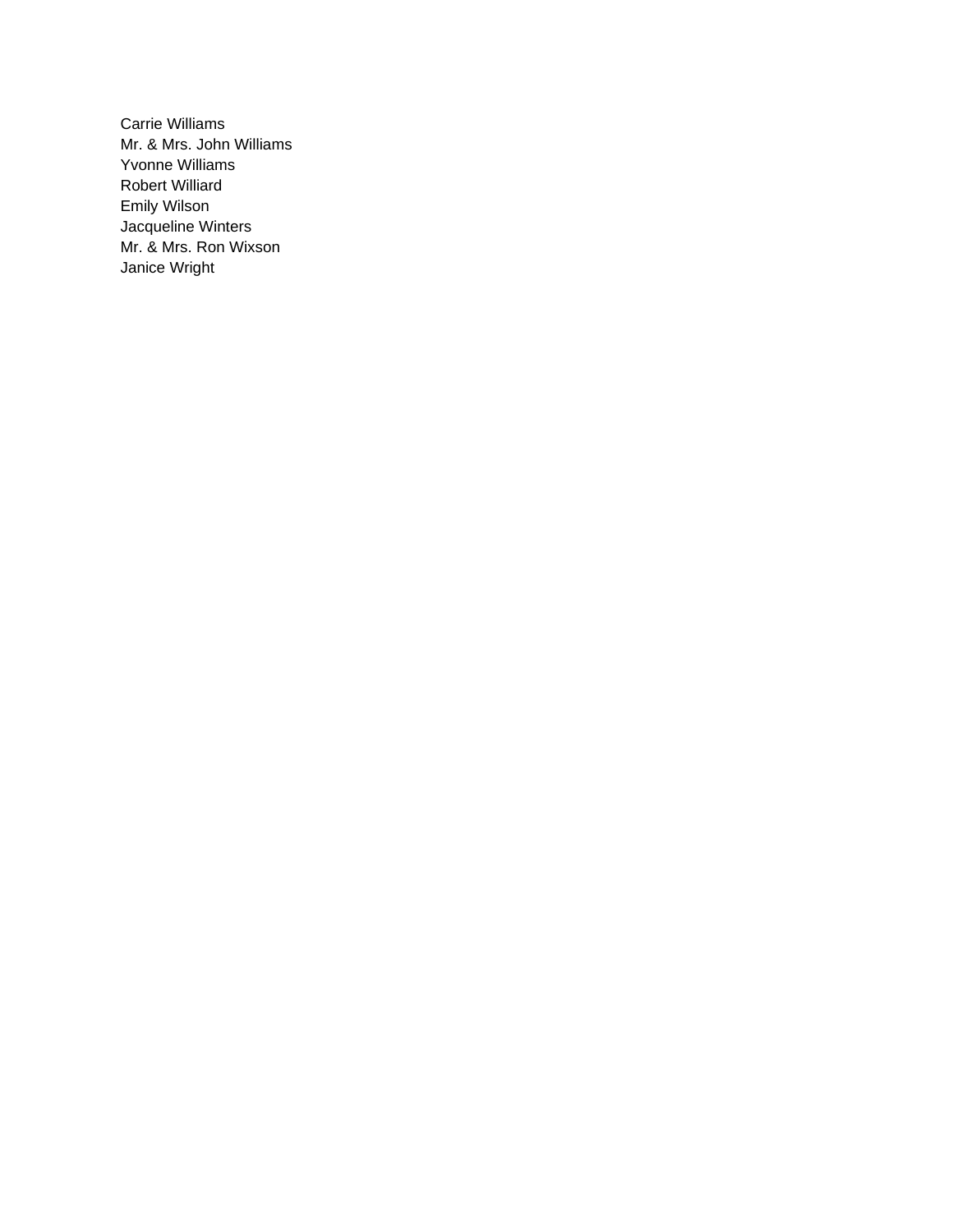Carrie Williams
Mr. & Mrs. John Williams
Yvonne Williams
Robert Williard
Emily Wilson
Jacqueline Winters
Mr. & Mrs. Ron Wixson
Janice Wright